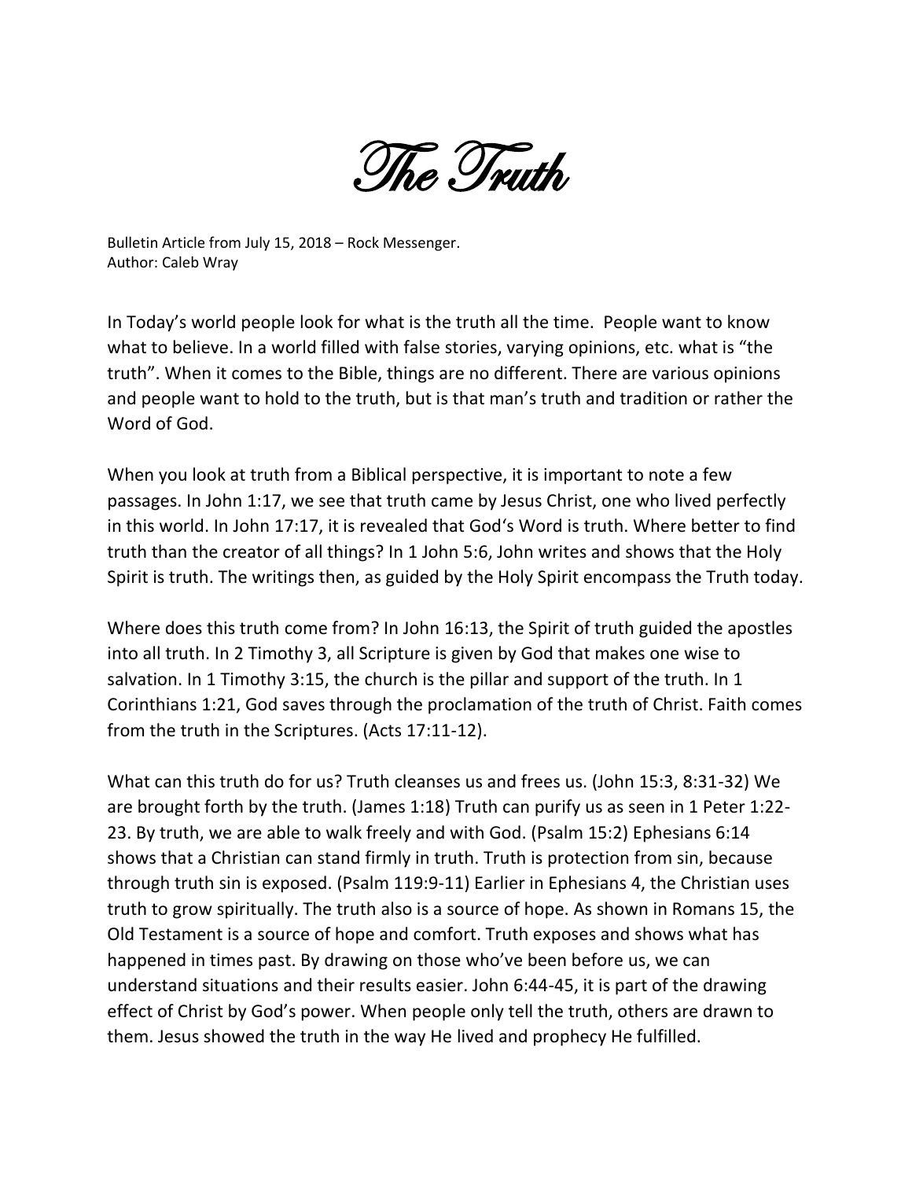# The Truth

Bulletin Article from July 15, 2018 – Rock Messenger.
Author: Caleb Wray

In Today's world people look for what is the truth all the time. People want to know what to believe. In a world filled with false stories, varying opinions, etc. what is "the truth". When it comes to the Bible, things are no different. There are various opinions and people want to hold to the truth, but is that man's truth and tradition or rather the Word of God.

When you look at truth from a Biblical perspective, it is important to note a few passages. In John 1:17, we see that truth came by Jesus Christ, one who lived perfectly in this world. In John 17:17, it is revealed that God's Word is truth. Where better to find truth than the creator of all things? In 1 John 5:6, John writes and shows that the Holy Spirit is truth. The writings then, as guided by the Holy Spirit encompass the Truth today.

Where does this truth come from? In John 16:13, the Spirit of truth guided the apostles into all truth. In 2 Timothy 3, all Scripture is given by God that makes one wise to salvation. In 1 Timothy 3:15, the church is the pillar and support of the truth. In 1 Corinthians 1:21, God saves through the proclamation of the truth of Christ. Faith comes from the truth in the Scriptures. (Acts 17:11-12).

What can this truth do for us? Truth cleanses us and frees us. (John 15:3, 8:31-32) We are brought forth by the truth. (James 1:18) Truth can purify us as seen in 1 Peter 1:22-23. By truth, we are able to walk freely and with God. (Psalm 15:2) Ephesians 6:14 shows that a Christian can stand firmly in truth. Truth is protection from sin, because through truth sin is exposed. (Psalm 119:9-11) Earlier in Ephesians 4, the Christian uses truth to grow spiritually. The truth also is a source of hope. As shown in Romans 15, the Old Testament is a source of hope and comfort. Truth exposes and shows what has happened in times past. By drawing on those who've been before us, we can understand situations and their results easier. John 6:44-45, it is part of the drawing effect of Christ by God's power. When people only tell the truth, others are drawn to them. Jesus showed the truth in the way He lived and prophecy He fulfilled.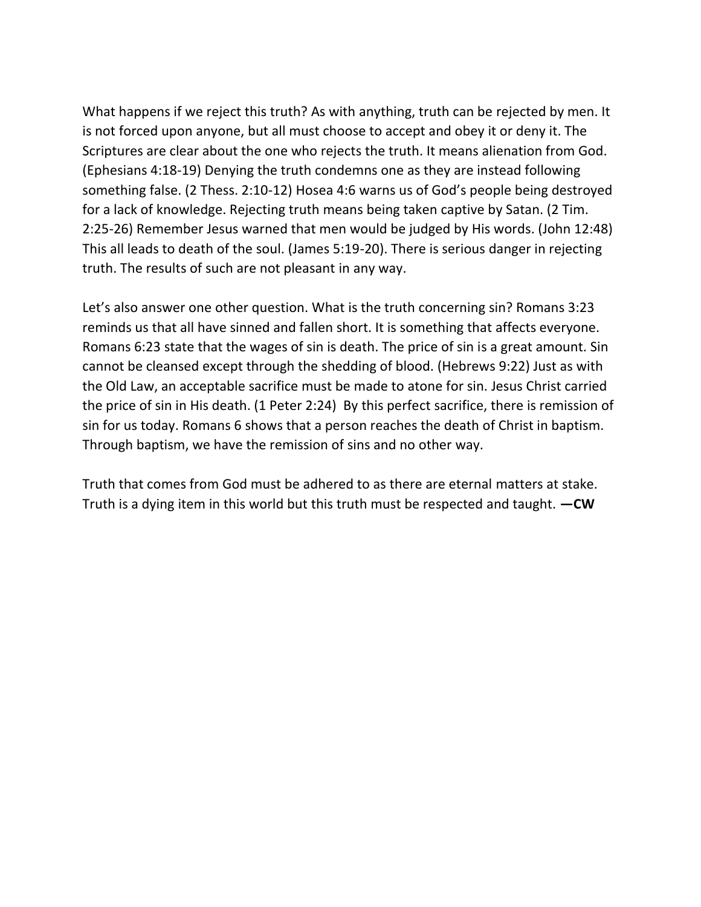What happens if we reject this truth? As with anything, truth can be rejected by men. It is not forced upon anyone, but all must choose to accept and obey it or deny it. The Scriptures are clear about the one who rejects the truth. It means alienation from God. (Ephesians 4:18-19) Denying the truth condemns one as they are instead following something false. (2 Thess. 2:10-12) Hosea 4:6 warns us of God's people being destroyed for a lack of knowledge. Rejecting truth means being taken captive by Satan. (2 Tim. 2:25-26) Remember Jesus warned that men would be judged by His words. (John 12:48) This all leads to death of the soul. (James 5:19-20). There is serious danger in rejecting truth. The results of such are not pleasant in any way.

Let's also answer one other question. What is the truth concerning sin? Romans 3:23 reminds us that all have sinned and fallen short. It is something that affects everyone. Romans 6:23 state that the wages of sin is death. The price of sin is a great amount. Sin cannot be cleansed except through the shedding of blood. (Hebrews 9:22) Just as with the Old Law, an acceptable sacrifice must be made to atone for sin. Jesus Christ carried the price of sin in His death. (1 Peter 2:24) By this perfect sacrifice, there is remission of sin for us today. Romans 6 shows that a person reaches the death of Christ in baptism. Through baptism, we have the remission of sins and no other way.

Truth that comes from God must be adhered to as there are eternal matters at stake. Truth is a dying item in this world but this truth must be respected and taught. **—CW**